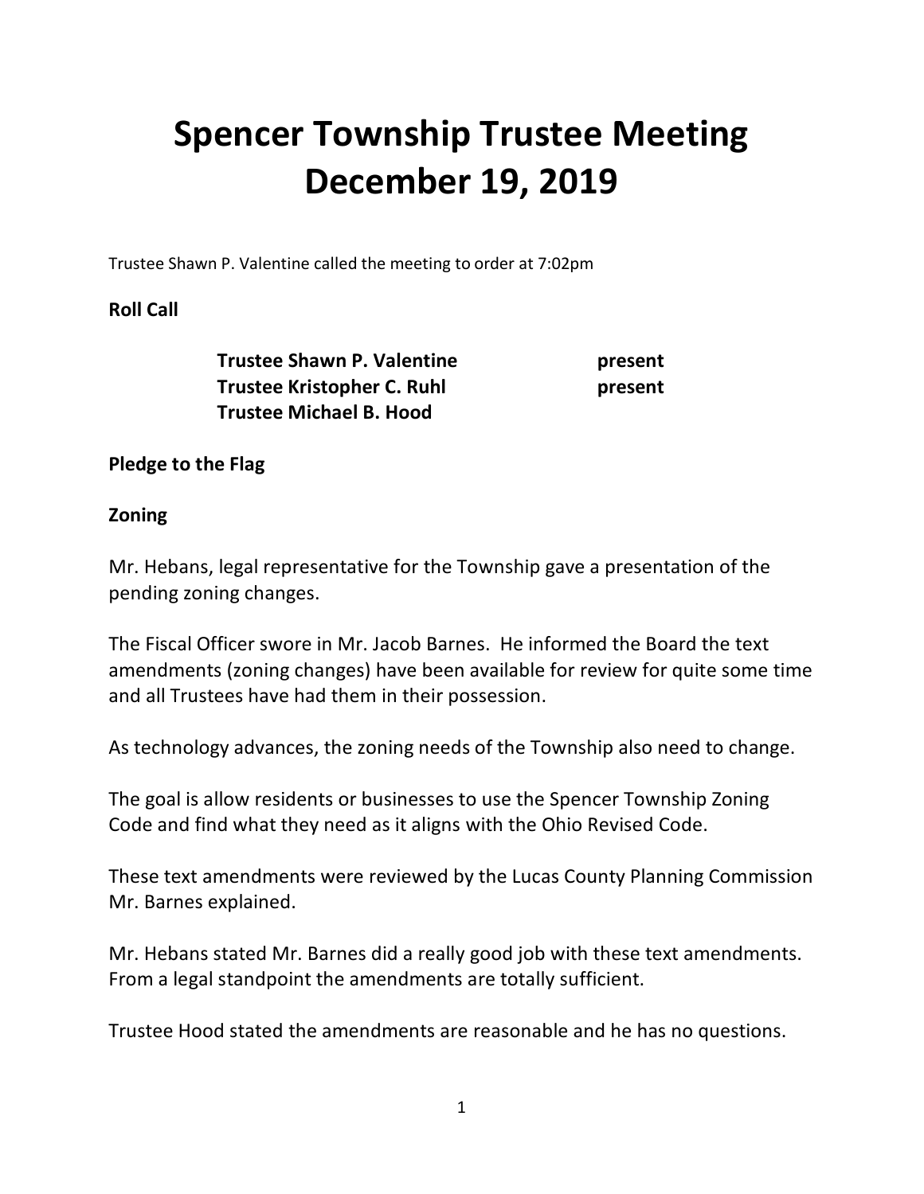# Spencer Township Trustee Meeting
# December 19, 2019

Trustee Shawn P. Valentine called the meeting to order at 7:02pm

**Roll Call**

| | |
|---|---|
| **Trustee Shawn P. Valentine** | **present** |
| **Trustee Kristopher C. Ruhl** | **present** |
| **Trustee Michael B. Hood** | |

**Pledge to the Flag**

**Zoning**

Mr. Hebans, legal representative for the Township gave a presentation of the pending zoning changes.

The Fiscal Officer swore in Mr. Jacob Barnes. He informed the Board the text amendments (zoning changes) have been available for review for quite some time and all Trustees have had them in their possession.

As technology advances, the zoning needs of the Township also need to change.

The goal is allow residents or businesses to use the Spencer Township Zoning Code and find what they need as it aligns with the Ohio Revised Code.

These text amendments were reviewed by the Lucas County Planning Commission Mr. Barnes explained.

Mr. Hebans stated Mr. Barnes did a really good job with these text amendments. From a legal standpoint the amendments are totally sufficient.

Trustee Hood stated the amendments are reasonable and he has no questions.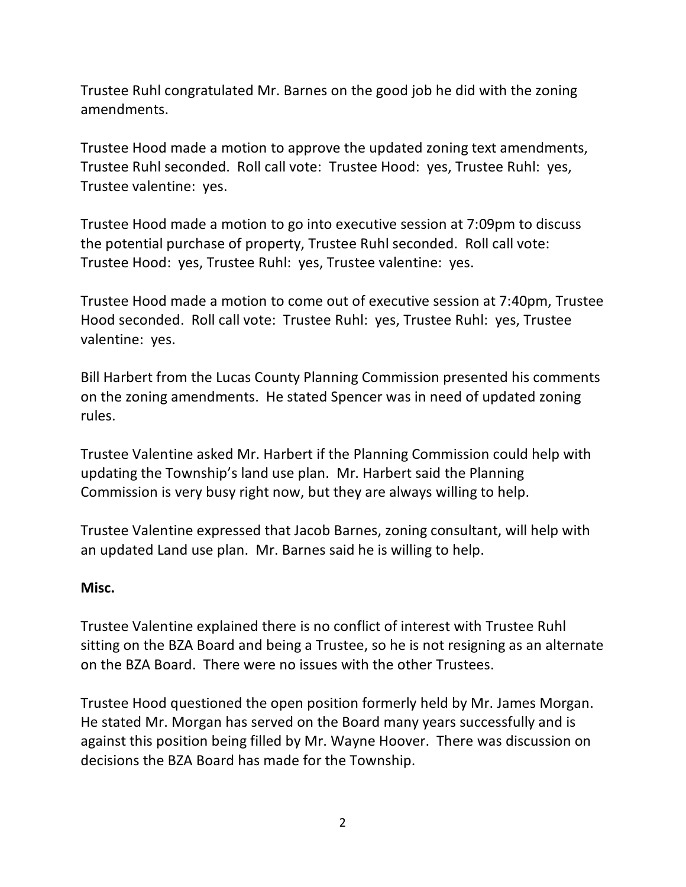Trustee Ruhl congratulated Mr. Barnes on the good job he did with the zoning amendments.

Trustee Hood made a motion to approve the updated zoning text amendments, Trustee Ruhl seconded. Roll call vote: Trustee Hood: yes, Trustee Ruhl: yes, Trustee valentine: yes.

Trustee Hood made a motion to go into executive session at 7:09pm to discuss the potential purchase of property, Trustee Ruhl seconded. Roll call vote: Trustee Hood: yes, Trustee Ruhl: yes, Trustee valentine: yes.

Trustee Hood made a motion to come out of executive session at 7:40pm, Trustee Hood seconded. Roll call vote: Trustee Ruhl: yes, Trustee Ruhl: yes, Trustee valentine: yes.

Bill Harbert from the Lucas County Planning Commission presented his comments on the zoning amendments. He stated Spencer was in need of updated zoning rules.

Trustee Valentine asked Mr. Harbert if the Planning Commission could help with updating the Township's land use plan. Mr. Harbert said the Planning Commission is very busy right now, but they are always willing to help.

Trustee Valentine expressed that Jacob Barnes, zoning consultant, will help with an updated Land use plan. Mr. Barnes said he is willing to help.

**Misc.**

Trustee Valentine explained there is no conflict of interest with Trustee Ruhl sitting on the BZA Board and being a Trustee, so he is not resigning as an alternate on the BZA Board. There were no issues with the other Trustees.

Trustee Hood questioned the open position formerly held by Mr. James Morgan. He stated Mr. Morgan has served on the Board many years successfully and is against this position being filled by Mr. Wayne Hoover. There was discussion on decisions the BZA Board has made for the Township.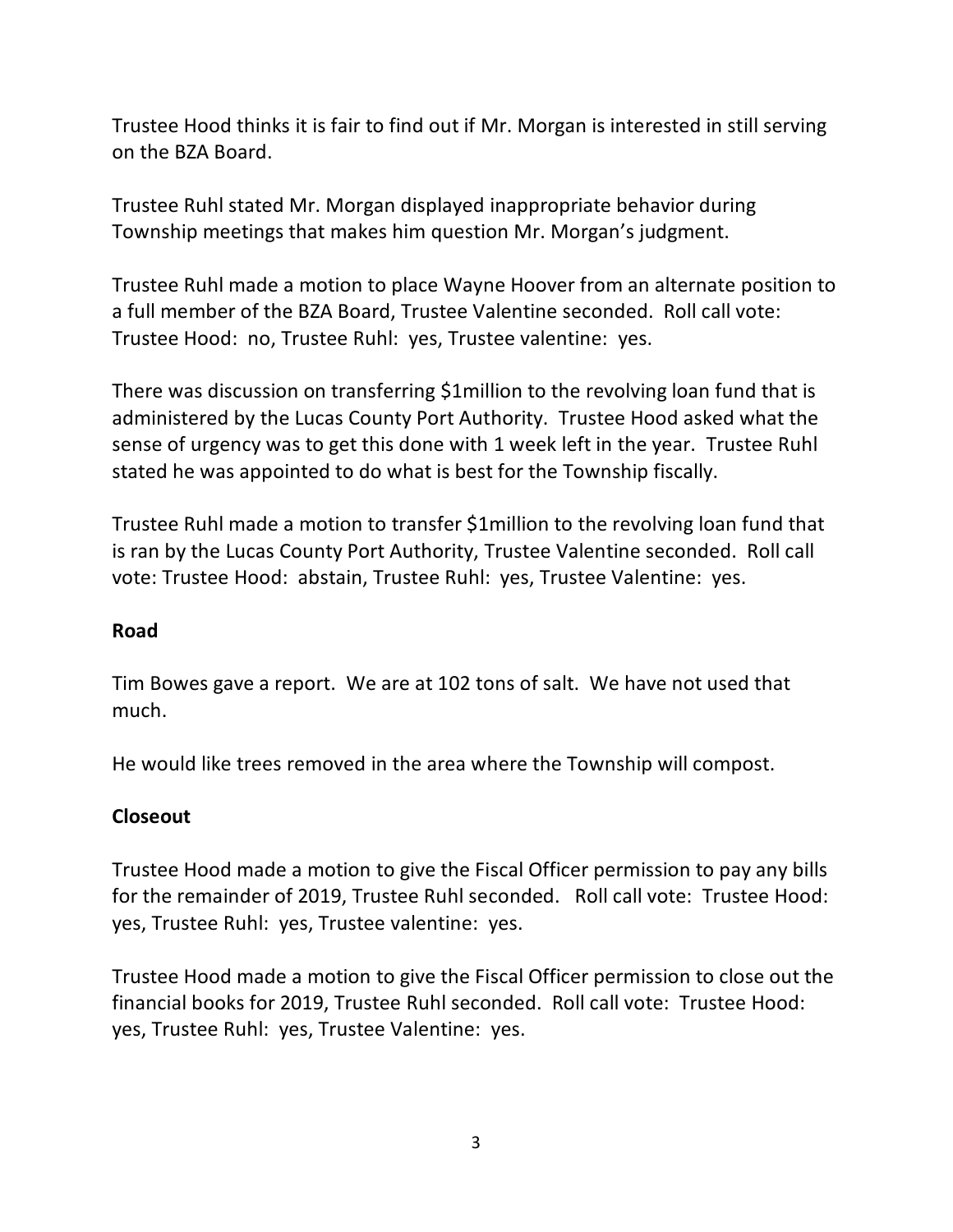Trustee Hood thinks it is fair to find out if Mr. Morgan is interested in still serving on the BZA Board.

Trustee Ruhl stated Mr. Morgan displayed inappropriate behavior during Township meetings that makes him question Mr. Morgan's judgment.

Trustee Ruhl made a motion to place Wayne Hoover from an alternate position to a full member of the BZA Board, Trustee Valentine seconded. Roll call vote: Trustee Hood: no, Trustee Ruhl: yes, Trustee valentine: yes.

There was discussion on transferring $1million to the revolving loan fund that is administered by the Lucas County Port Authority. Trustee Hood asked what the sense of urgency was to get this done with 1 week left in the year. Trustee Ruhl stated he was appointed to do what is best for the Township fiscally.

Trustee Ruhl made a motion to transfer $1million to the revolving loan fund that is ran by the Lucas County Port Authority, Trustee Valentine seconded. Roll call vote: Trustee Hood: abstain, Trustee Ruhl: yes, Trustee Valentine: yes.

**Road**

Tim Bowes gave a report. We are at 102 tons of salt. We have not used that much.

He would like trees removed in the area where the Township will compost.

**Closeout**

Trustee Hood made a motion to give the Fiscal Officer permission to pay any bills for the remainder of 2019, Trustee Ruhl seconded. Roll call vote: Trustee Hood: yes, Trustee Ruhl: yes, Trustee valentine: yes.

Trustee Hood made a motion to give the Fiscal Officer permission to close out the financial books for 2019, Trustee Ruhl seconded. Roll call vote: Trustee Hood: yes, Trustee Ruhl: yes, Trustee Valentine: yes.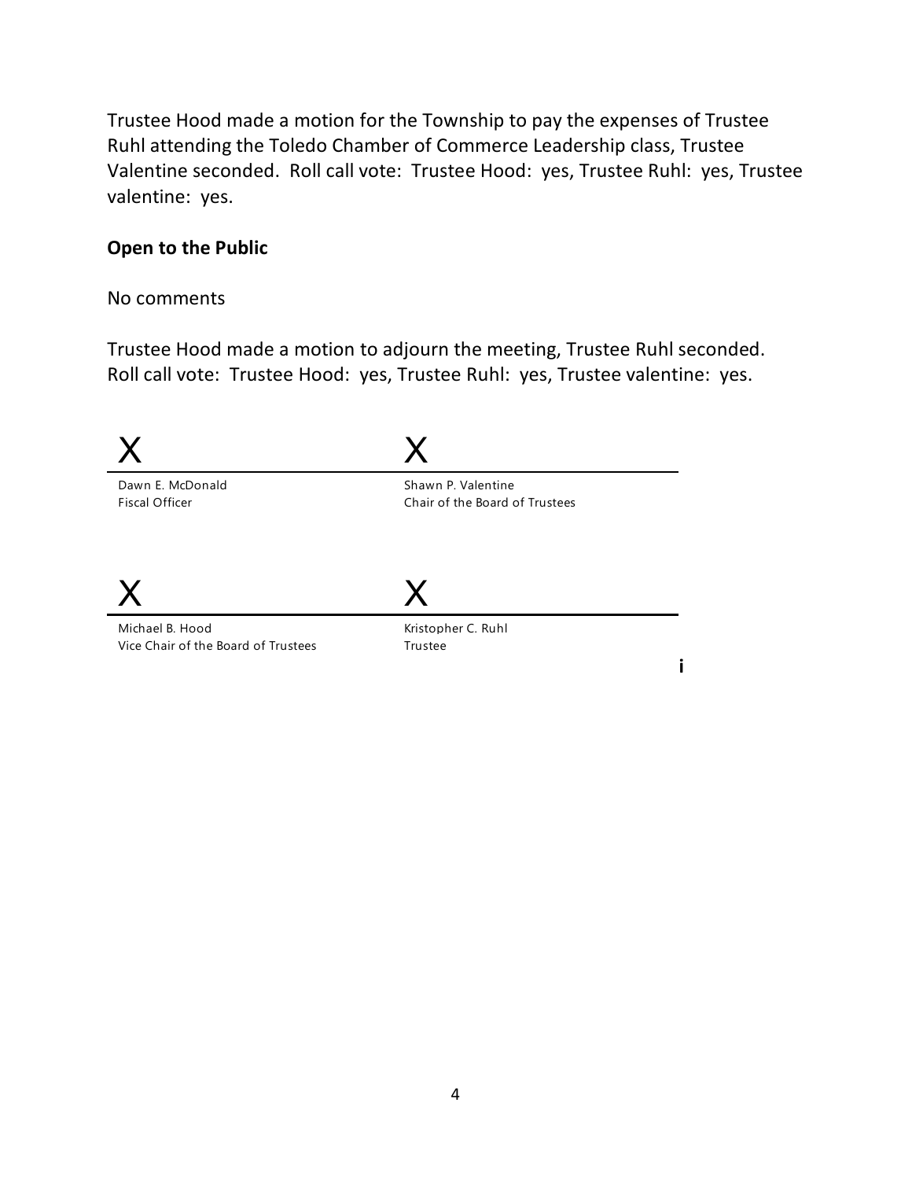Trustee Hood made a motion for the Township to pay the expenses of Trustee Ruhl attending the Toledo Chamber of Commerce Leadership class, Trustee Valentine seconded. Roll call vote: Trustee Hood: yes, Trustee Ruhl: yes, Trustee valentine: yes.

**Open to the Public**

No comments

Trustee Hood made a motion to adjourn the meeting, Trustee Ruhl seconded. Roll call vote: Trustee Hood: yes, Trustee Ruhl: yes, Trustee valentine: yes.

X

Dawn E. McDonald
Fiscal Officer

X

Shawn P. Valentine
Chair of the Board of Trustees

X

Michael B. Hood
Vice Chair of the Board of Trustees

X

Kristopher C. Ruhl
Trustee

i